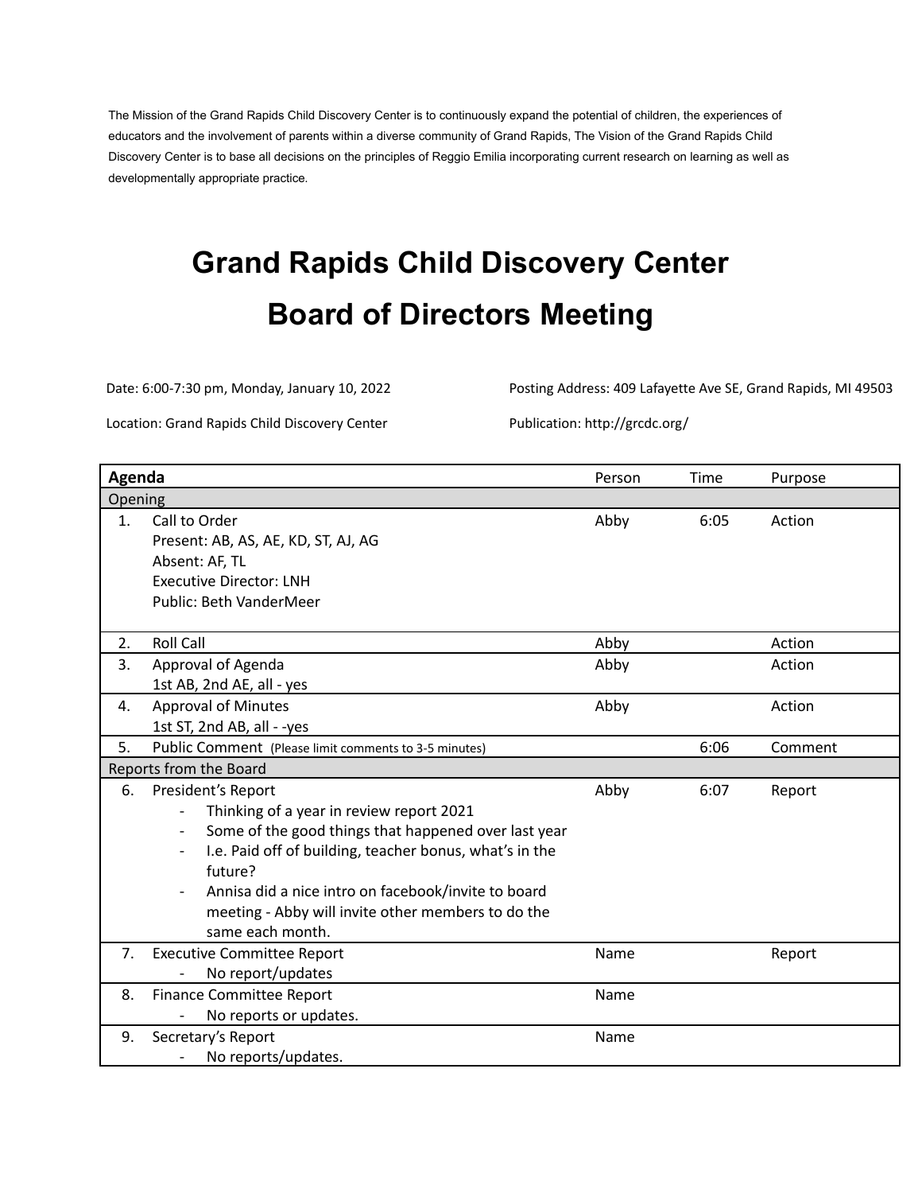The Mission of the Grand Rapids Child Discovery Center is to continuously expand the potential of children, the experiences of educators and the involvement of parents within a diverse community of Grand Rapids, The Vision of the Grand Rapids Child Discovery Center is to base all decisions on the principles of Reggio Emilia incorporating current research on learning as well as developmentally appropriate practice.

# Grand Rapids Child Discovery Center
# Board of Directors Meeting

Date: 6:00-7:30 pm, Monday, January 10, 2022

Location: Grand Rapids Child Discovery Center

Posting Address: 409 Lafayette Ave SE, Grand Rapids, MI 49503

Publication: http://grcdc.org/

| **Agenda** | Person | Time | Purpose |
|---|---|---|---|
| Opening | | | |
| 1. Call to Order<br>Present: AB, AS, AE, KD, ST, AJ, AG<br>Absent: AF, TL<br>Executive Director: LNH<br>Public: Beth VanderMeer | Abby | 6:05 | Action |
| 2. Roll Call | Abby | | Action |
| 3. Approval of Agenda<br>1st AB, 2nd AE, all - yes | Abby | | Action |
| 4. Approval of Minutes<br>1st ST, 2nd AB, all - -yes | Abby | | Action |
| 5. Public Comment (Please limit comments to 3-5 minutes) | | 6:06 | Comment |
| Reports from the Board | | | |
| 6. President's Report<br>- Thinking of a year in review report 2021<br>- Some of the good things that happened over last year<br>- I.e. Paid off of building, teacher bonus, what's in the future?<br>- Annisa did a nice intro on facebook/invite to board meeting - Abby will invite other members to do the same each month. | Abby | 6:07 | Report |
| 7. Executive Committee Report<br>- No report/updates | Name | | Report |
| 8. Finance Committee Report<br>- No reports or updates. | Name | | |
| 9. Secretary's Report<br>- No reports/updates. | Name | | |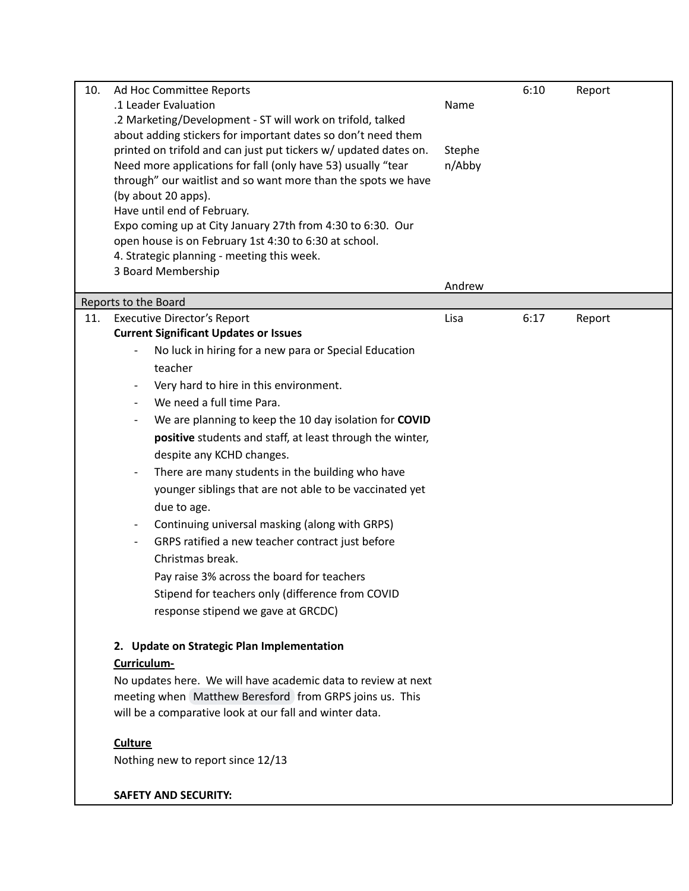| | | | | |
|---|---|---|---|---|
| 10. | Ad Hoc Committee Reports<br>.1 Leader Evaluation<br>.2 Marketing/Development - ST will work on trifold, talked about adding stickers for important dates so don't need them printed on trifold and can just put tickers w/ updated dates on. Need more applications for fall (only have 53) usually "tear through" our waitlist and so want more than the spots we have (by about 20 apps).<br>Have until end of February.<br>Expo coming up at City January 27th from 4:30 to 6:30. Our open house is on February 1st 4:30 to 6:30 at school.<br>4. Strategic planning - meeting this week.<br>3 Board Membership | Name<br><br>Stephen/Abby<br><br><br><br><br><br><br>Andrew | 6:10 | Report |
| Reports to the Board | | | | |
| 11. | Executive Director's Report<br>**Current Significant Updates or Issues**<br>- No luck in hiring for a new para or Special Education teacher<br>- Very hard to hire in this environment.<br>- We need a full time Para.<br>- We are planning to keep the 10 day isolation for **COVID positive** students and staff, at least through the winter, despite any KCHD changes.<br>- There are many students in the building who have younger siblings that are not able to be vaccinated yet due to age.<br>- Continuing universal masking (along with GRPS)<br>- GRPS ratified a new teacher contract just before Christmas break.<br>Pay raise 3% across the board for teachers<br>Stipend for teachers only (difference from COVID response stipend we gave at GRCDC)<br><br>**2. Update on Strategic Plan Implementation**<br>**Curriculum-**<br>No updates here. We will have academic data to review at next meeting when Matthew Beresford from GRPS joins us. This will be a comparative look at our fall and winter data.<br><br>**Culture**<br>Nothing new to report since 12/13<br><br>**SAFETY AND SECURITY:** | Lisa | 6:17 | Report |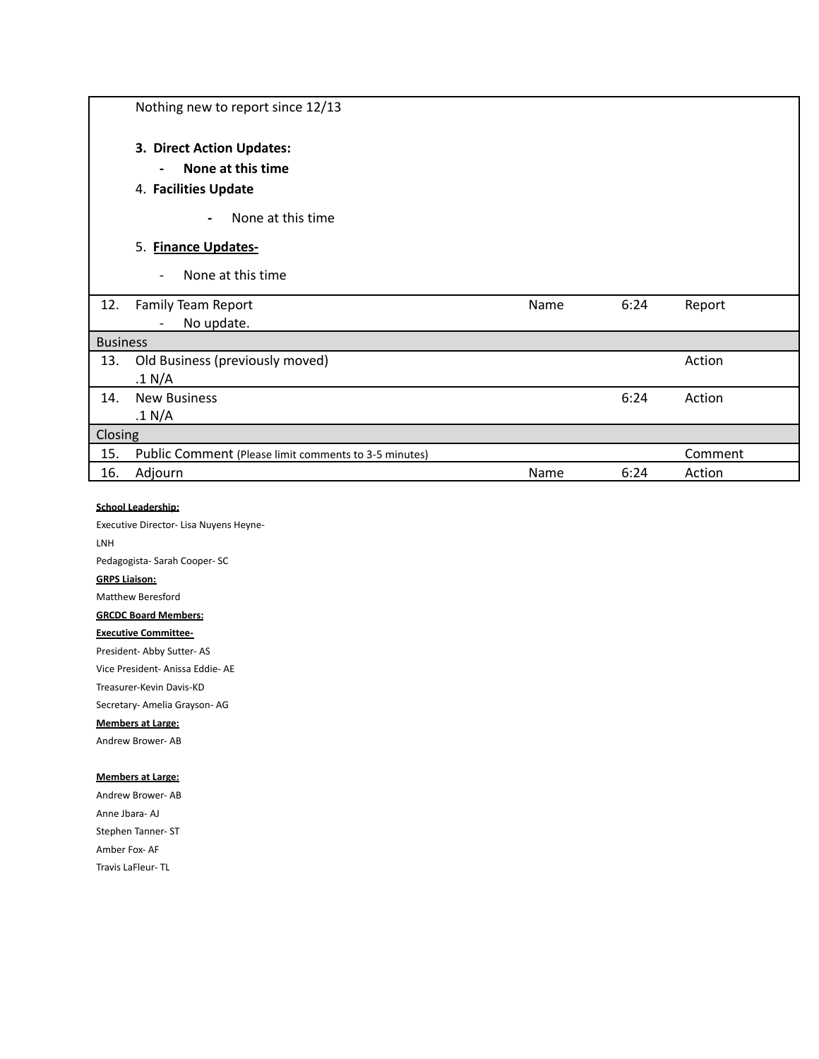| | | | | |
|---|---|---|---|---|
| | Nothing new to report since 12/13<br><br>**3. Direct Action Updates:**<br>- **None at this time**<br><br>4. **Facilities Update**<br>- None at this time<br><br>5. **Finance Updates-**<br>- None at this time | | | |
| 12. | Family Team Report<br>- No update. | Name | 6:24 | Report |
| Business | | | | |
| 13. | Old Business (previously moved)<br>.1 N/A | | | Action |
| 14. | New Business<br>.1 N/A | | 6:24 | Action |
| Closing | | | | |
| 15. | Public Comment (Please limit comments to 3-5 minutes) | | | Comment |
| 16. | Adjourn | Name | 6:24 | Action |

**School Leadership:**

Executive Director- Lisa Nuyens Heyne-

LNH

Pedagogista- Sarah Cooper- SC

**GRPS Liaison:**

Matthew Beresford

**GRCDC Board Members:**

**Executive Committee-**

President- Abby Sutter- AS

Vice President- Anissa Eddie- AE

Treasurer-Kevin Davis-KD

Secretary- Amelia Grayson- AG

**Members at Large:**

Andrew Brower- AB

**Members at Large:**

Andrew Brower- AB

Anne Jbara- AJ

Stephen Tanner- ST

Amber Fox- AF

Travis LaFleur- TL